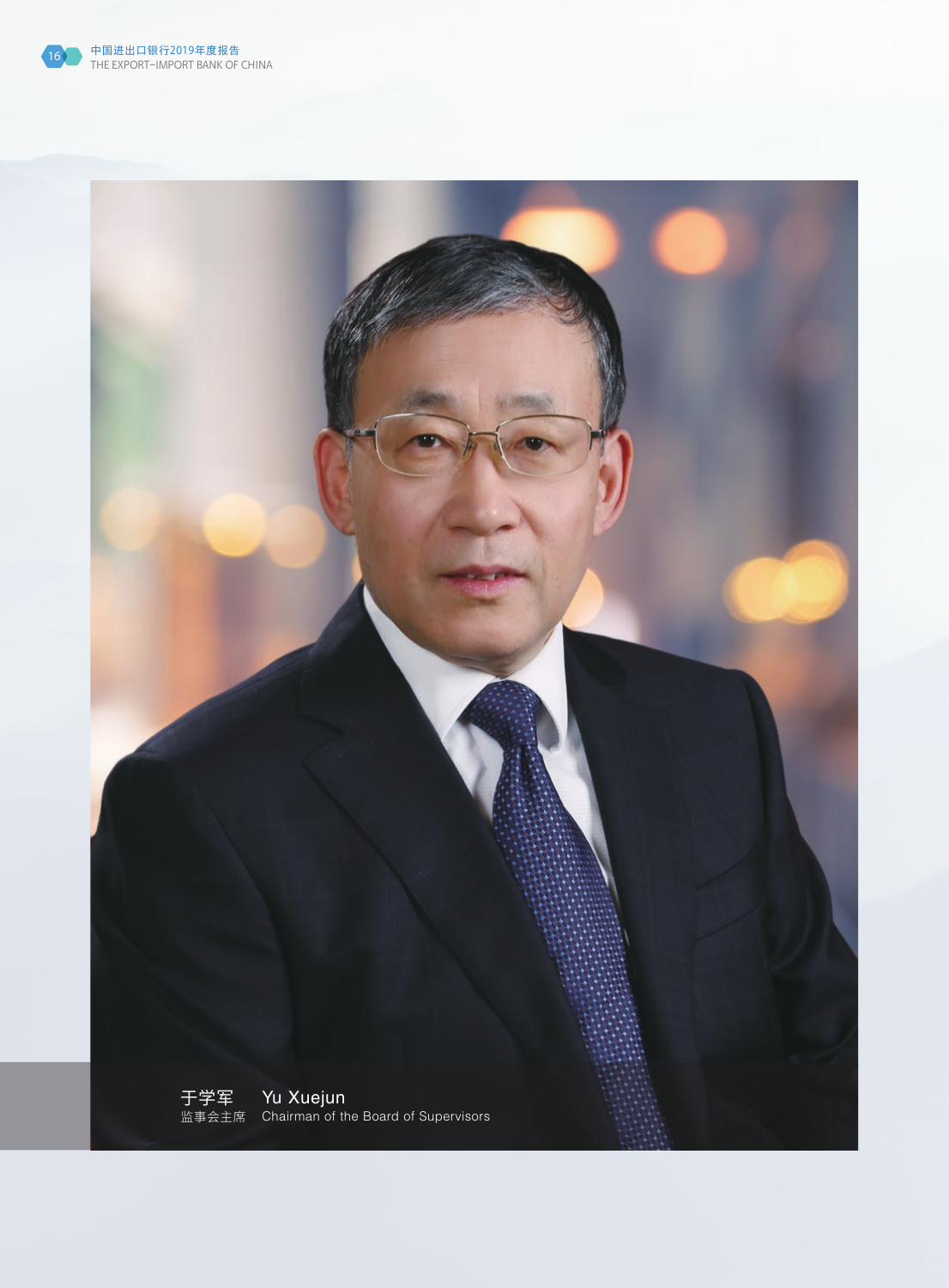于学军　Yu Xuejun

监事会主席　Chairman of the Board of Supervisors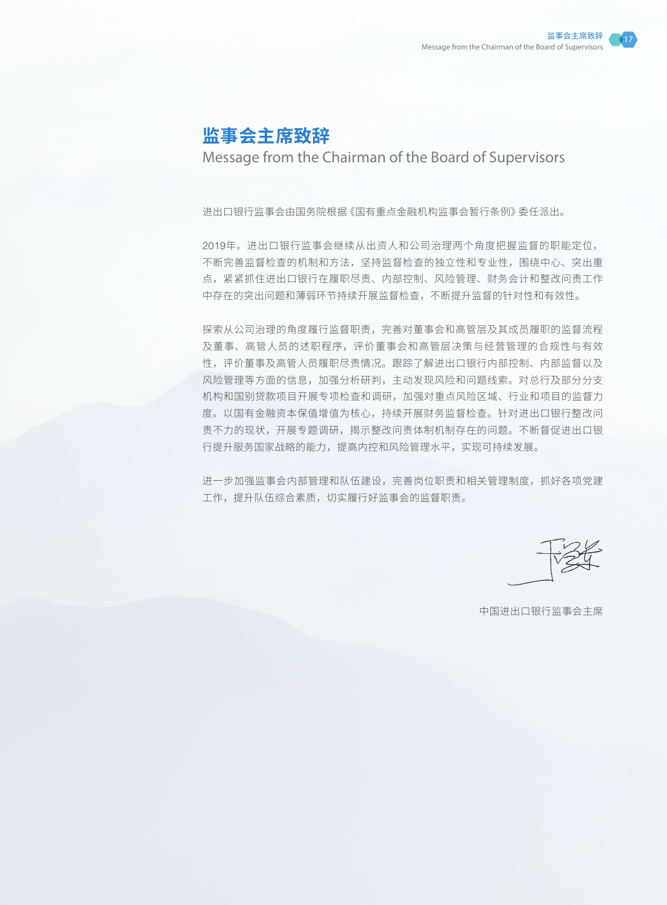# 监事会主席致辞

## Message from the Chairman of the Board of Supervisors

进出口银行监事会由国务院根据《国有重点金融机构监事会暂行条例》委任派出。

2019年，进出口银行监事会继续从出资人和公司治理两个角度把握监督的职能定位，不断完善监督检查的机制和方法，坚持监督检查的独立性和专业性，围绕中心、突出重点，紧紧抓住进出口银行在履职尽责、内部控制、风险管理、财务会计和整改问责工作中存在的突出问题和薄弱环节持续开展监督检查，不断提升监督的针对性和有效性。

探索从公司治理的角度履行监督职责，完善对董事会和高管层及其成员履职的监督流程及董事、高管人员的述职程序，评价董事会和高管层决策与经营管理的合规性与有效性，评价董事及高管人员履职尽责情况。跟踪了解进出口银行内部控制、内部监督以及风险管理等方面的信息，加强分析研判，主动发现风险和问题线索。对总行及部分分支机构和国别贷款项目开展专项检查和调研，加强对重点风险区域、行业和项目的监督力度。以国有金融资本保值增值为核心，持续开展财务监督检查。针对进出口银行整改问责不力的现状，开展专题调研，揭示整改问责体制机制存在的问题。不断督促进出口银行提升服务国家战略的能力，提高内控和风险管理水平，实现可持续发展。

进一步加强监事会内部管理和队伍建设，完善岗位职责和相关管理制度，抓好各项党建工作，提升队伍综合素质，切实履行好监事会的监督职责。

中国进出口银行监事会主席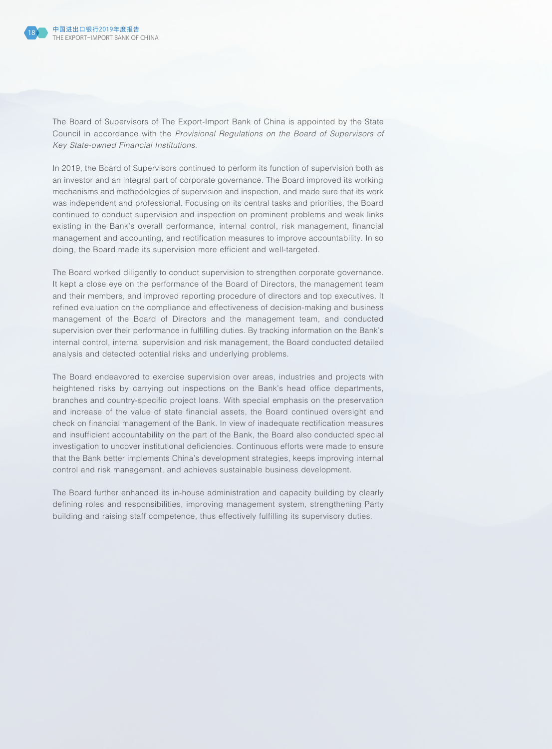The Board of Supervisors of The Export-Import Bank of China is appointed by the State Council in accordance with the *Provisional Regulations on the Board of Supervisors of Key State-owned Financial Institutions*.

In 2019, the Board of Supervisors continued to perform its function of supervision both as an investor and an integral part of corporate governance. The Board improved its working mechanisms and methodologies of supervision and inspection, and made sure that its work was independent and professional. Focusing on its central tasks and priorities, the Board continued to conduct supervision and inspection on prominent problems and weak links existing in the Bank's overall performance, internal control, risk management, financial management and accounting, and rectification measures to improve accountability. In so doing, the Board made its supervision more efficient and well-targeted.

The Board worked diligently to conduct supervision to strengthen corporate governance. It kept a close eye on the performance of the Board of Directors, the management team and their members, and improved reporting procedure of directors and top executives. It refined evaluation on the compliance and effectiveness of decision-making and business management of the Board of Directors and the management team, and conducted supervision over their performance in fulfilling duties. By tracking information on the Bank's internal control, internal supervision and risk management, the Board conducted detailed analysis and detected potential risks and underlying problems.

The Board endeavored to exercise supervision over areas, industries and projects with heightened risks by carrying out inspections on the Bank's head office departments, branches and country-specific project loans. With special emphasis on the preservation and increase of the value of state financial assets, the Board continued oversight and check on financial management of the Bank. In view of inadequate rectification measures and insufficient accountability on the part of the Bank, the Board also conducted special investigation to uncover institutional deficiencies. Continuous efforts were made to ensure that the Bank better implements China's development strategies, keeps improving internal control and risk management, and achieves sustainable business development.

The Board further enhanced its in-house administration and capacity building by clearly defining roles and responsibilities, improving management system, strengthening Party building and raising staff competence, thus effectively fulfilling its supervisory duties.